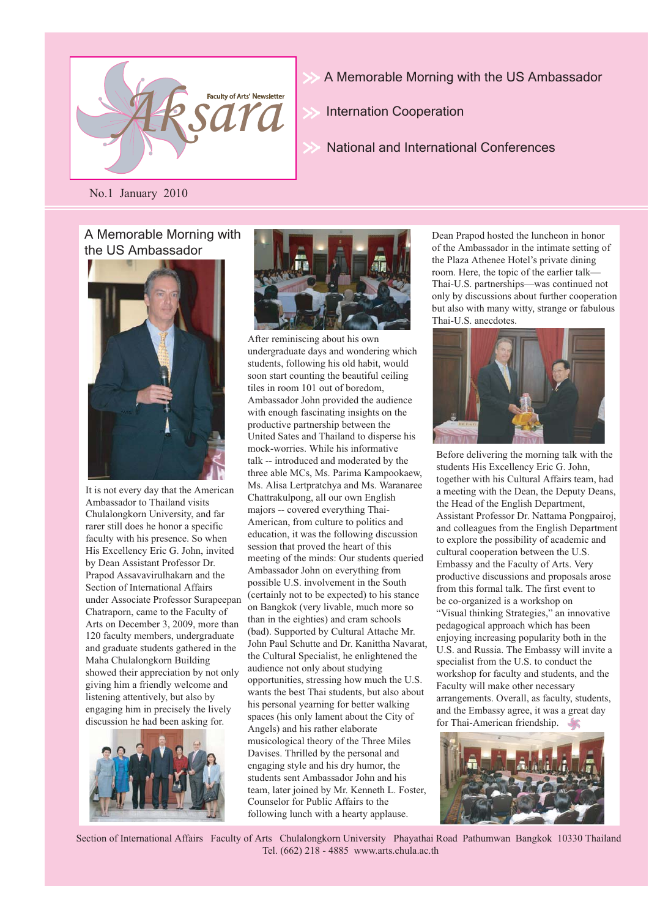# Aksara

Faculty of Arts' Newsletter

- A Memorable Morning with the US Ambassador
- Internation Cooperation
- National and International Conferences

No.1 January 2010

## A Memorable Morning with the US Ambassador

It is not every day that the American Ambassador to Thailand visits Chulalongkorn University, and far rarer still does he honor a specific faculty with his presence. So when His Excellency Eric G. John, invited by Dean Assistant Professor Dr. Prapod Assavavirulhakarn and the Section of International Affairs under Associate Professor Surapeepan Chatraporn, came to the Faculty of Arts on December 3, 2009, more than 120 faculty members, undergraduate and graduate students gathered in the Maha Chulalongkorn Building showed their appreciation by not only giving him a friendly welcome and listening attentively, but also by engaging him in precisely the lively discussion he had been asking for.

After reminiscing about his own undergraduate days and wondering which students, following his old habit, would soon start counting the beautiful ceiling tiles in room 101 out of boredom, Ambassador John provided the audience with enough fascinating insights on the productive partnership between the United Sates and Thailand to disperse his mock-worries. While his informative talk -- introduced and moderated by the three able MCs, Ms. Parima Kampookaew, Ms. Alisa Lertpratchya and Ms. Waranaree Chattrakulpong, all our own English majors -- covered everything Thai-American, from culture to politics and education, it was the following discussion session that proved the heart of this meeting of the minds: Our students queried Ambassador John on everything from possible U.S. involvement in the South (certainly not to be expected) to his stance on Bangkok (very livable, much more so than in the eighties) and cram schools (bad). Supported by Cultural Attache Mr. John Paul Schutte and Dr. Kanittha Navarat, the Cultural Specialist, he enlightened the audience not only about studying opportunities, stressing how much the U.S. wants the best Thai students, but also about his personal yearning for better walking spaces (his only lament about the City of Angels) and his rather elaborate musicological theory of the Three Miles Davises. Thrilled by the personal and engaging style and his dry humor, the students sent Ambassador John and his team, later joined by Mr. Kenneth L. Foster, Counselor for Public Affairs to the following lunch with a hearty applause.

Dean Prapod hosted the luncheon in honor of the Ambassador in the intimate setting of the Plaza Athenee Hotel's private dining room. Here, the topic of the earlier talk—Thai-U.S. partnerships—was continued not only by discussions about further cooperation but also with many witty, strange or fabulous Thai-U.S. anecdotes.

Before delivering the morning talk with the students His Excellency Eric G. John, together with his Cultural Affairs team, had a meeting with the Dean, the Deputy Deans, the Head of the English Department, Assistant Professor Dr. Nattama Pongpairoj, and colleagues from the English Department to explore the possibility of academic and cultural cooperation between the U.S. Embassy and the Faculty of Arts. Very productive discussions and proposals arose from this formal talk. The first event to be co-organized is a workshop on "Visual thinking Strategies," an innovative pedagogical approach which has been enjoying increasing popularity both in the U.S. and Russia. The Embassy will invite a specialist from the U.S. to conduct the workshop for faculty and students, and the Faculty will make other necessary arrangements. Overall, as faculty, students, and the Embassy agree, it was a great day for Thai-American friendship.

Section of International Affairs Faculty of Arts Chulalongkorn University Phayathai Road Pathumwan Bangkok 10330 Thailand
Tel. (662) 218 - 4885 www.arts.chula.ac.th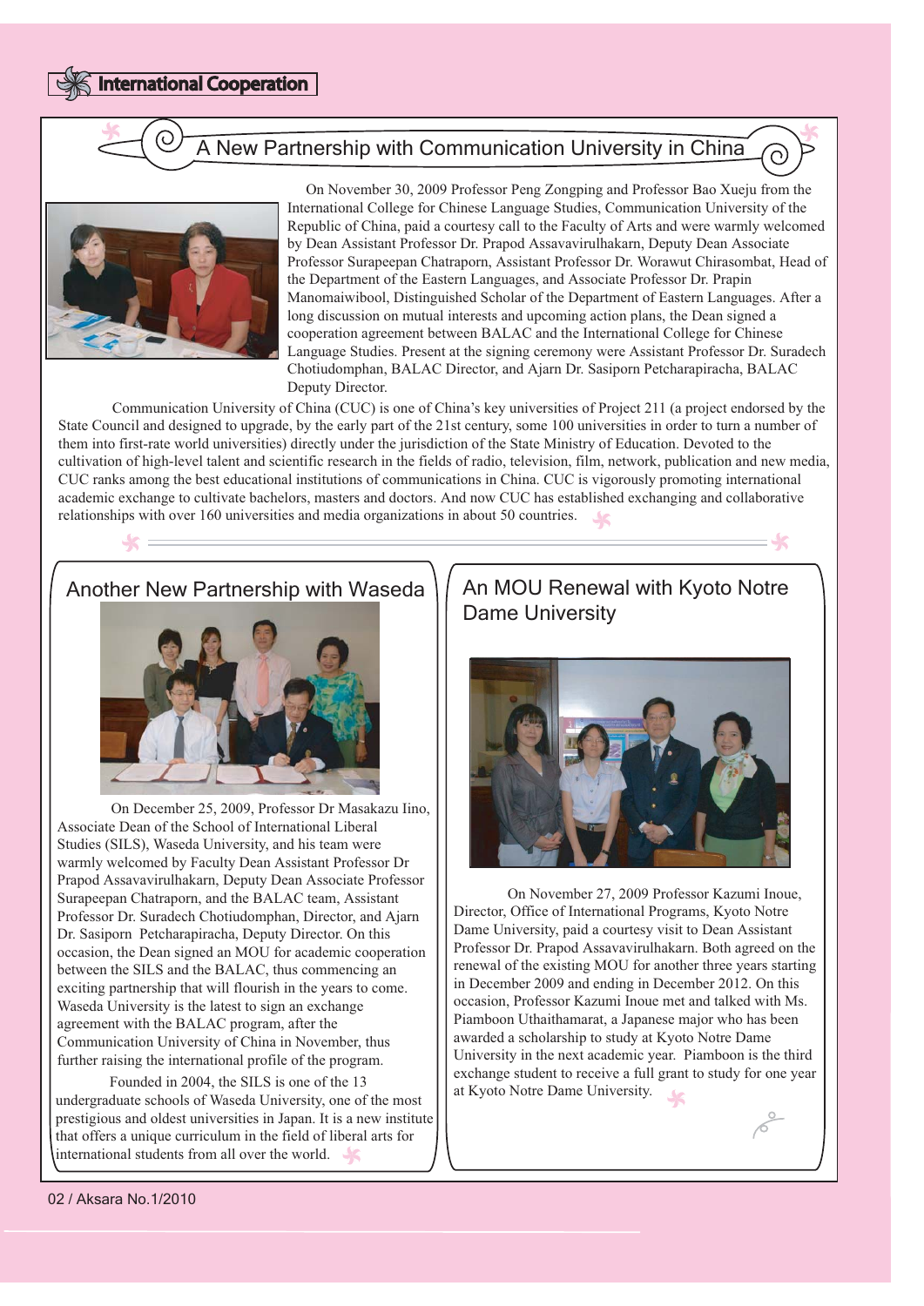# International Cooperation

## A New Partnership with Communication University in China

On November 30, 2009 Professor Peng Zongping and Professor Bao Xueju from the International College for Chinese Language Studies, Communication University of the Republic of China, paid a courtesy call to the Faculty of Arts and were warmly welcomed by Dean Assistant Professor Dr. Prapod Assavavirulhakarn, Deputy Dean Associate Professor Surapeepan Chatraporn, Assistant Professor Dr. Worawut Chirasombat, Head of the Department of the Eastern Languages, and Associate Professor Dr. Prapin Manomaiwibool, Distinguished Scholar of the Department of Eastern Languages. After a long discussion on mutual interests and upcoming action plans, the Dean signed a cooperation agreement between BALAC and the International College for Chinese Language Studies. Present at the signing ceremony were Assistant Professor Dr. Suradech Chotiudomphan, BALAC Director, and Ajarn Dr. Sasiporn Petcharapiracha, BALAC Deputy Director.

Communication University of China (CUC) is one of China's key universities of Project 211 (a project endorsed by the State Council and designed to upgrade, by the early part of the 21st century, some 100 universities in order to turn a number of them into first-rate world universities) directly under the jurisdiction of the State Ministry of Education. Devoted to the cultivation of high-level talent and scientific research in the fields of radio, television, film, network, publication and new media, CUC ranks among the best educational institutions of communications in China. CUC is vigorously promoting international academic exchange to cultivate bachelors, masters and doctors. And now CUC has established exchanging and collaborative relationships with over 160 universities and media organizations in about 50 countries.

## Another New Partnership with Waseda

On December 25, 2009, Professor Dr Masakazu Iino, Associate Dean of the School of International Liberal Studies (SILS), Waseda University, and his team were warmly welcomed by Faculty Dean Assistant Professor Dr Prapod Assavavirulhakarn, Deputy Dean Associate Professor Surapeepan Chatraporn, and the BALAC team, Assistant Professor Dr. Suradech Chotiudomphan, Director, and Ajarn Dr. Sasiporn Petcharapiracha, Deputy Director. On this occasion, the Dean signed an MOU for academic cooperation between the SILS and the BALAC, thus commencing an exciting partnership that will flourish in the years to come. Waseda University is the latest to sign an exchange agreement with the BALAC program, after the Communication University of China in November, thus further raising the international profile of the program.

Founded in 2004, the SILS is one of the 13 undergraduate schools of Waseda University, one of the most prestigious and oldest universities in Japan. It is a new institute that offers a unique curriculum in the field of liberal arts for international students from all over the world.

## An MOU Renewal with Kyoto Notre Dame University

On November 27, 2009 Professor Kazumi Inoue, Director, Office of International Programs, Kyoto Notre Dame University, paid a courtesy visit to Dean Assistant Professor Dr. Prapod Assavavirulhakarn. Both agreed on the renewal of the existing MOU for another three years starting in December 2009 and ending in December 2012. On this occasion, Professor Kazumi Inoue met and talked with Ms. Piamboon Uthaithamarat, a Japanese major who has been awarded a scholarship to study at Kyoto Notre Dame University in the next academic year. Piamboon is the third exchange student to receive a full grant to study for one year at Kyoto Notre Dame University.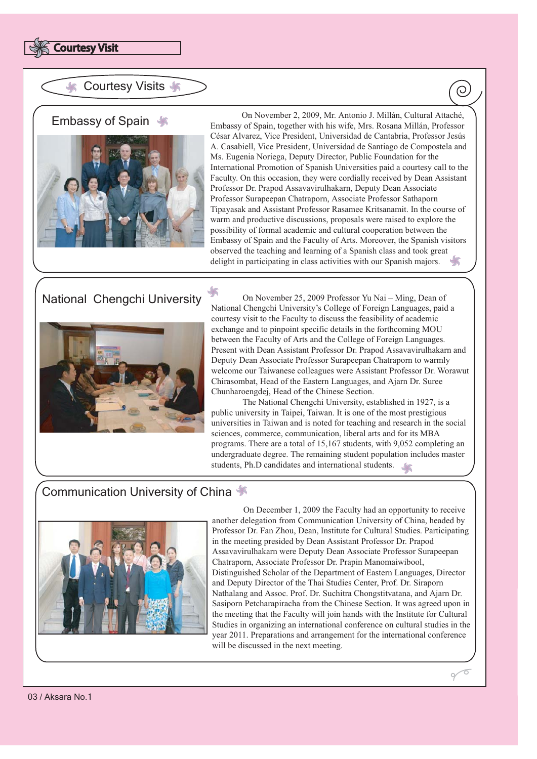# Courtesy Visits

## Embassy of Spain

On November 2, 2009, Mr. Antonio J. Millán, Cultural Attaché, Embassy of Spain, together with his wife, Mrs. Rosana Millán, Professor César Alvarez, Vice President, Universidad de Cantabria, Professor Jesús A. Casabiell, Vice President, Universidad de Santiago de Compostela and Ms. Eugenia Noriega, Deputy Director, Public Foundation for the International Promotion of Spanish Universities paid a courtesy call to the Faculty. On this occasion, they were cordially received by Dean Assistant Professor Dr. Prapod Assavavirulhakarn, Deputy Dean Associate Professor Surapeepan Chatraporn, Associate Professor Sathaporn Tipayasak and Assistant Professor Rasamee Kritsanamit. In the course of warm and productive discussions, proposals were raised to explore the possibility of formal academic and cultural cooperation between the Embassy of Spain and the Faculty of Arts. Moreover, the Spanish visitors observed the teaching and learning of a Spanish class and took great delight in participating in class activities with our Spanish majors.

## National Chengchi University

On November 25, 2009 Professor Yu Nai – Ming, Dean of National Chengchi University's College of Foreign Languages, paid a courtesy visit to the Faculty to discuss the feasibility of academic exchange and to pinpoint specific details in the forthcoming MOU between the Faculty of Arts and the College of Foreign Languages. Present with Dean Assistant Professor Dr. Prapod Assavavirulhakarn and Deputy Dean Associate Professor Surapeepan Chatraporn to warmly welcome our Taiwanese colleagues were Assistant Professor Dr. Worawut Chirasombat, Head of the Eastern Languages, and Ajarn Dr. Suree Chunharoengdej, Head of the Chinese Section.

The National Chengchi University, established in 1927, is a public university in Taipei, Taiwan. It is one of the most prestigious universities in Taiwan and is noted for teaching and research in the social sciences, commerce, communication, liberal arts and for its MBA programs. There are a total of 15,167 students, with 9,052 completing an undergraduate degree. The remaining student population includes master students, Ph.D candidates and international students.

## Communication University of China

On December 1, 2009 the Faculty had an opportunity to receive another delegation from Communication University of China, headed by Professor Dr. Fan Zhou, Dean, Institute for Cultural Studies. Participating in the meeting presided by Dean Assistant Professor Dr. Prapod Assavavirulhakarn were Deputy Dean Associate Professor Surapeepan Chatraporn, Associate Professor Dr. Prapin Manomaiwibool, Distinguished Scholar of the Department of Eastern Languages, Director and Deputy Director of the Thai Studies Center, Prof. Dr. Siraporn Nathalang and Assoc. Prof. Dr. Suchitra Chongstitvatana, and Ajarn Dr. Sasiporn Petcharapiracha from the Chinese Section. It was agreed upon in the meeting that the Faculty will join hands with the Institute for Cultural Studies in organizing an international conference on cultural studies in the year 2011. Preparations and arrangement for the international conference will be discussed in the next meeting.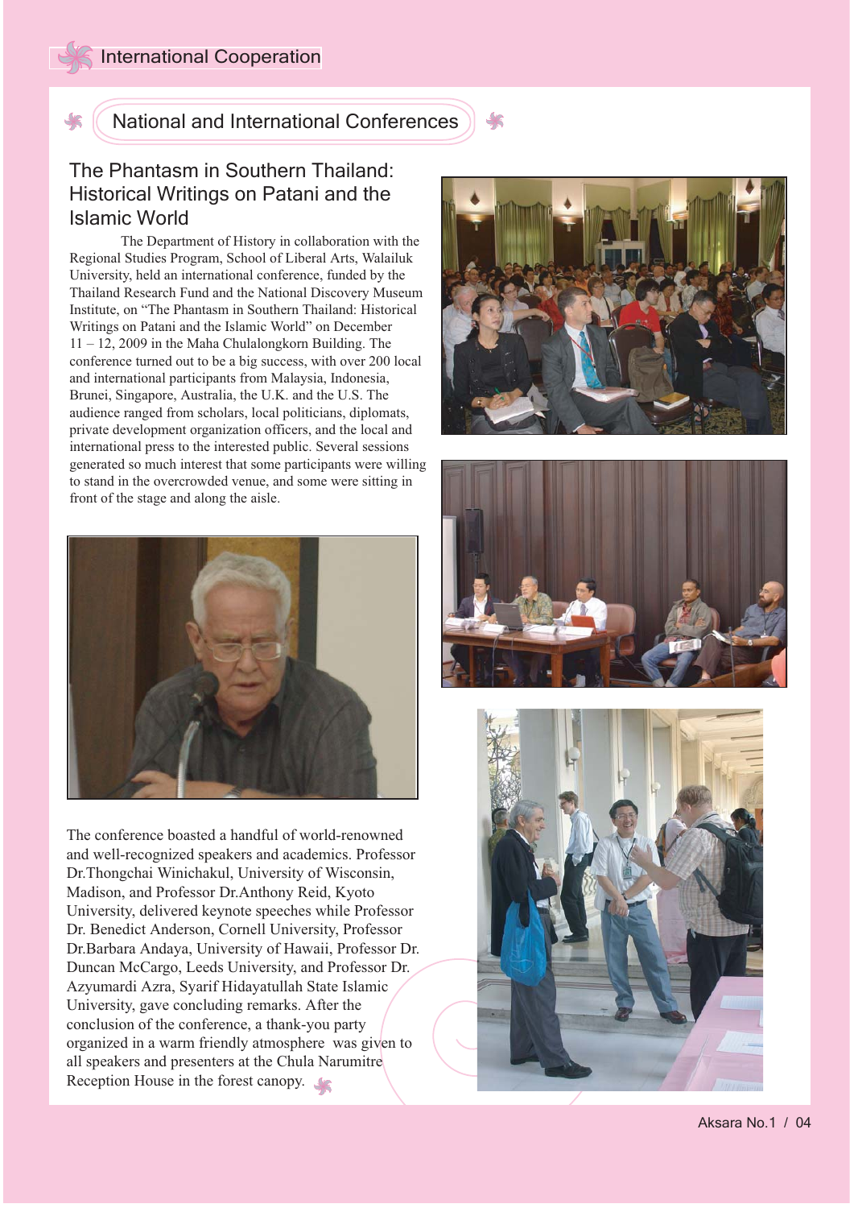## National and International Conferences

### The Phantasm in Southern Thailand: Historical Writings on Patani and the Islamic World

The Department of History in collaboration with the Regional Studies Program, School of Liberal Arts, Walailuk University, held an international conference, funded by the Thailand Research Fund and the National Discovery Museum Institute, on "The Phantasm in Southern Thailand: Historical Writings on Patani and the Islamic World" on December 11 – 12, 2009 in the Maha Chulalongkorn Building. The conference turned out to be a big success, with over 200 local and international participants from Malaysia, Indonesia, Brunei, Singapore, Australia, the U.K. and the U.S. The audience ranged from scholars, local politicians, diplomats, private development organization officers, and the local and international press to the interested public. Several sessions generated so much interest that some participants were willing to stand in the overcrowded venue, and some were sitting in front of the stage and along the aisle.

The conference boasted a handful of world-renowned and well-recognized speakers and academics. Professor Dr.Thongchai Winichakul, University of Wisconsin, Madison, and Professor Dr.Anthony Reid, Kyoto University, delivered keynote speeches while Professor Dr. Benedict Anderson, Cornell University, Professor Dr.Barbara Andaya, University of Hawaii, Professor Dr. Duncan McCargo, Leeds University, and Professor Dr. Azyumardi Azra, Syarif Hidayatullah State Islamic University, gave concluding remarks. After the conclusion of the conference, a thank-you party organized in a warm friendly atmosphere was given to all speakers and presenters at the Chula Narumitre Reception House in the forest canopy.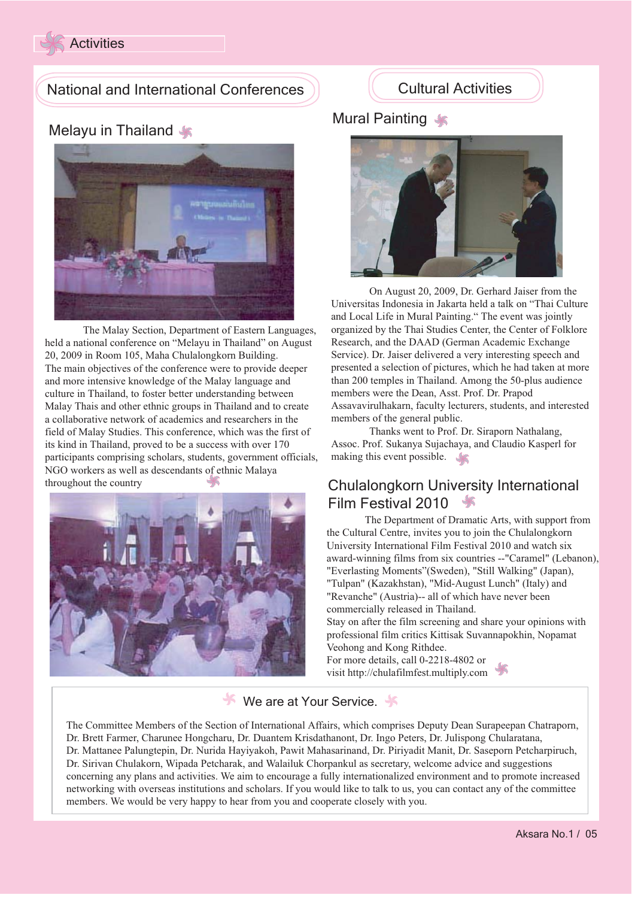# Activities

## National and International Conferences

### Melayu in Thailand

The Malay Section, Department of Eastern Languages, held a national conference on "Melayu in Thailand" on August 20, 2009 in Room 105, Maha Chulalongkorn Building. The main objectives of the conference were to provide deeper and more intensive knowledge of the Malay language and culture in Thailand, to foster better understanding between Malay Thais and other ethnic groups in Thailand and to create a collaborative network of academics and researchers in the field of Malay Studies. This conference, which was the first of its kind in Thailand, proved to be a success with over 170 participants comprising scholars, students, government officials, NGO workers as well as descendants of ethnic Malaya throughout the country

## Cultural Activities

### Mural Painting

On August 20, 2009, Dr. Gerhard Jaiser from the Universitas Indonesia in Jakarta held a talk on "Thai Culture and Local Life in Mural Painting." The event was jointly organized by the Thai Studies Center, the Center of Folklore Research, and the DAAD (German Academic Exchange Service). Dr. Jaiser delivered a very interesting speech and presented a selection of pictures, which he had taken at more than 200 temples in Thailand. Among the 50-plus audience members were the Dean, Asst. Prof. Dr. Prapod Assavavirulhakarn, faculty lecturers, students, and interested members of the general public.

Thanks went to Prof. Dr. Siraporn Nathalang, Assoc. Prof. Sukanya Sujachaya, and Claudio Kasperl for making this event possible.

### Chulalongkorn University International Film Festival 2010

The Department of Dramatic Arts, with support from the Cultural Centre, invites you to join the Chulalongkorn University International Film Festival 2010 and watch six award-winning films from six countries --"Caramel" (Lebanon), "Everlasting Moments"(Sweden), "Still Walking" (Japan), "Tulpan" (Kazakhstan), "Mid-August Lunch" (Italy) and "Revanche" (Austria)-- all of which have never been commercially released in Thailand.

Stay on after the film screening and share your opinions with professional film critics Kittisak Suvannapokhin, Nopamat Veohong and Kong Rithdee.

For more details, call 0-2218-4802 or visit http://chulafilmfest.multiply.com

## We are at Your Service.

The Committee Members of the Section of International Affairs, which comprises Deputy Dean Surapeepan Chatraporn, Dr. Brett Farmer, Charunee Hongcharu, Dr. Duantem Krisdathanont, Dr. Ingo Peters, Dr. Julispong Chularatana, Dr. Mattanee Palungtepin, Dr. Nurida Hayiyakoh, Pawit Mahasarinand, Dr. Piriyadit Manit, Dr. Saseporn Petcharpiruch, Dr. Sirivan Chulakorn, Wipada Petcharak, and Walailuk Chorpankul as secretary, welcome advice and suggestions concerning any plans and activities. We aim to encourage a fully internationalized environment and to promote increased networking with overseas institutions and scholars. If you would like to talk to us, you can contact any of the committee members. We would be very happy to hear from you and cooperate closely with you.